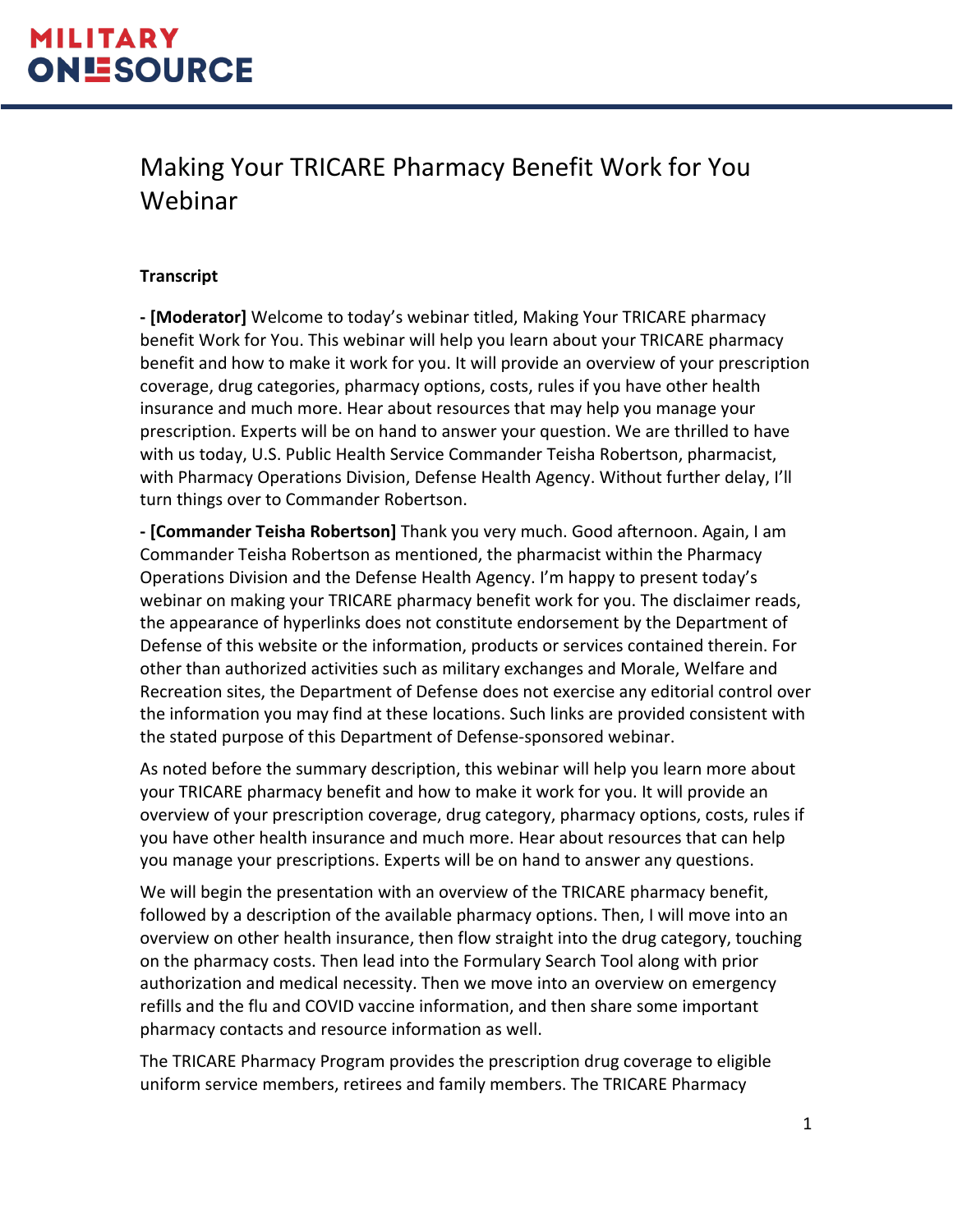# Making Your TRICARE Pharmacy Benefit Work for You Webinar

**Transcript**

**- [Moderator]** Welcome to today's webinar titled, Making Your TRICARE pharmacy benefit Work for You. This webinar will help you learn about your TRICARE pharmacy benefit and how to make it work for you. It will provide an overview of your prescription coverage, drug categories, pharmacy options, costs, rules if you have other health insurance and much more. Hear about resources that may help you manage your prescription. Experts will be on hand to answer your question. We are thrilled to have with us today, U.S. Public Health Service Commander Teisha Robertson, pharmacist, with Pharmacy Operations Division, Defense Health Agency. Without further delay, I'll turn things over to Commander Robertson.

**- [Commander Teisha Robertson]** Thank you very much. Good afternoon. Again, I am Commander Teisha Robertson as mentioned, the pharmacist within the Pharmacy Operations Division and the Defense Health Agency. I'm happy to present today's webinar on making your TRICARE pharmacy benefit work for you. The disclaimer reads, the appearance of hyperlinks does not constitute endorsement by the Department of Defense of this website or the information, products or services contained therein. For other than authorized activities such as military exchanges and Morale, Welfare and Recreation sites, the Department of Defense does not exercise any editorial control over the information you may find at these locations. Such links are provided consistent with the stated purpose of this Department of Defense-sponsored webinar.

As noted before the summary description, this webinar will help you learn more about your TRICARE pharmacy benefit and how to make it work for you. It will provide an overview of your prescription coverage, drug category, pharmacy options, costs, rules if you have other health insurance and much more. Hear about resources that can help you manage your prescriptions. Experts will be on hand to answer any questions.

We will begin the presentation with an overview of the TRICARE pharmacy benefit, followed by a description of the available pharmacy options. Then, I will move into an overview on other health insurance, then flow straight into the drug category, touching on the pharmacy costs. Then lead into the Formulary Search Tool along with prior authorization and medical necessity. Then we move into an overview on emergency refills and the flu and COVID vaccine information, and then share some important pharmacy contacts and resource information as well.

The TRICARE Pharmacy Program provides the prescription drug coverage to eligible uniform service members, retirees and family members. The TRICARE Pharmacy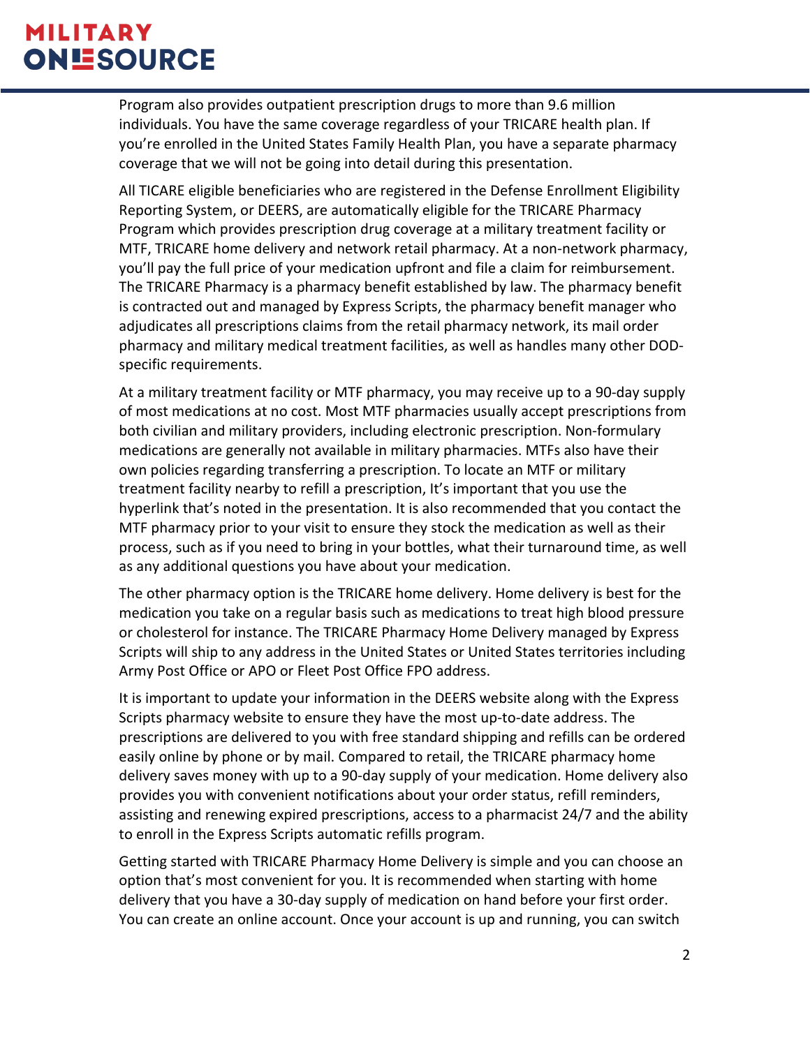Program also provides outpatient prescription drugs to more than 9.6 million individuals. You have the same coverage regardless of your TRICARE health plan. If you're enrolled in the United States Family Health Plan, you have a separate pharmacy coverage that we will not be going into detail during this presentation.

All TICARE eligible beneficiaries who are registered in the Defense Enrollment Eligibility Reporting System, or DEERS, are automatically eligible for the TRICARE Pharmacy Program which provides prescription drug coverage at a military treatment facility or MTF, TRICARE home delivery and network retail pharmacy. At a non-network pharmacy, you'll pay the full price of your medication upfront and file a claim for reimbursement. The TRICARE Pharmacy is a pharmacy benefit established by law. The pharmacy benefit is contracted out and managed by Express Scripts, the pharmacy benefit manager who adjudicates all prescriptions claims from the retail pharmacy network, its mail order pharmacy and military medical treatment facilities, as well as handles many other DOD-specific requirements.

At a military treatment facility or MTF pharmacy, you may receive up to a 90-day supply of most medications at no cost. Most MTF pharmacies usually accept prescriptions from both civilian and military providers, including electronic prescription. Non-formulary medications are generally not available in military pharmacies. MTFs also have their own policies regarding transferring a prescription. To locate an MTF or military treatment facility nearby to refill a prescription, It's important that you use the hyperlink that's noted in the presentation. It is also recommended that you contact the MTF pharmacy prior to your visit to ensure they stock the medication as well as their process, such as if you need to bring in your bottles, what their turnaround time, as well as any additional questions you have about your medication.

The other pharmacy option is the TRICARE home delivery. Home delivery is best for the medication you take on a regular basis such as medications to treat high blood pressure or cholesterol for instance. The TRICARE Pharmacy Home Delivery managed by Express Scripts will ship to any address in the United States or United States territories including Army Post Office or APO or Fleet Post Office FPO address.

It is important to update your information in the DEERS website along with the Express Scripts pharmacy website to ensure they have the most up-to-date address. The prescriptions are delivered to you with free standard shipping and refills can be ordered easily online by phone or by mail. Compared to retail, the TRICARE pharmacy home delivery saves money with up to a 90-day supply of your medication. Home delivery also provides you with convenient notifications about your order status, refill reminders, assisting and renewing expired prescriptions, access to a pharmacist 24/7 and the ability to enroll in the Express Scripts automatic refills program.

Getting started with TRICARE Pharmacy Home Delivery is simple and you can choose an option that's most convenient for you. It is recommended when starting with home delivery that you have a 30-day supply of medication on hand before your first order. You can create an online account. Once your account is up and running, you can switch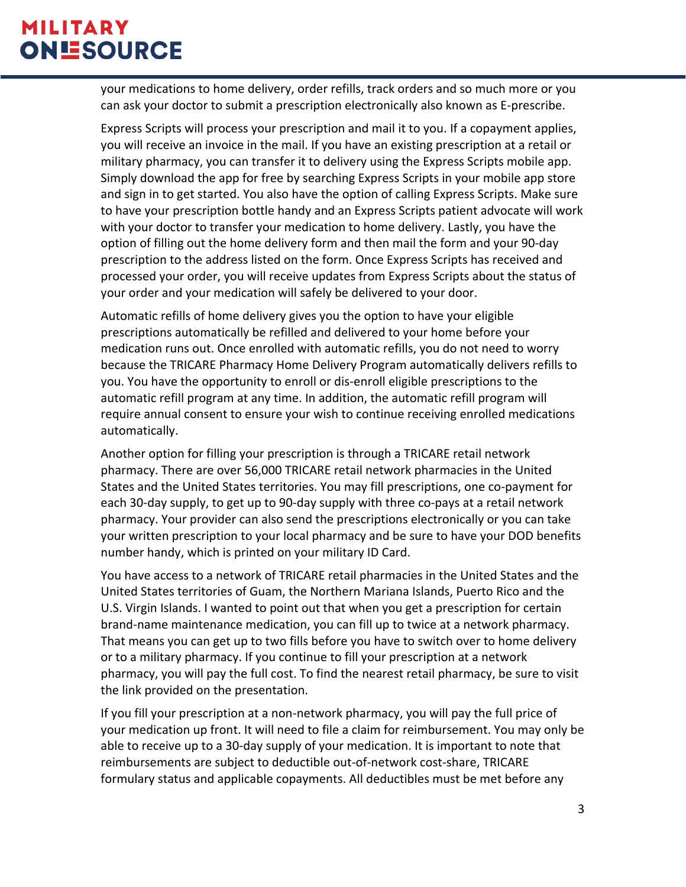your medications to home delivery, order refills, track orders and so much more or you can ask your doctor to submit a prescription electronically also known as E-prescribe.

Express Scripts will process your prescription and mail it to you. If a copayment applies, you will receive an invoice in the mail. If you have an existing prescription at a retail or military pharmacy, you can transfer it to delivery using the Express Scripts mobile app. Simply download the app for free by searching Express Scripts in your mobile app store and sign in to get started. You also have the option of calling Express Scripts. Make sure to have your prescription bottle handy and an Express Scripts patient advocate will work with your doctor to transfer your medication to home delivery. Lastly, you have the option of filling out the home delivery form and then mail the form and your 90-day prescription to the address listed on the form. Once Express Scripts has received and processed your order, you will receive updates from Express Scripts about the status of your order and your medication will safely be delivered to your door.

Automatic refills of home delivery gives you the option to have your eligible prescriptions automatically be refilled and delivered to your home before your medication runs out. Once enrolled with automatic refills, you do not need to worry because the TRICARE Pharmacy Home Delivery Program automatically delivers refills to you. You have the opportunity to enroll or dis-enroll eligible prescriptions to the automatic refill program at any time. In addition, the automatic refill program will require annual consent to ensure your wish to continue receiving enrolled medications automatically.

Another option for filling your prescription is through a TRICARE retail network pharmacy. There are over 56,000 TRICARE retail network pharmacies in the United States and the United States territories. You may fill prescriptions, one co-payment for each 30-day supply, to get up to 90-day supply with three co-pays at a retail network pharmacy. Your provider can also send the prescriptions electronically or you can take your written prescription to your local pharmacy and be sure to have your DOD benefits number handy, which is printed on your military ID Card.

You have access to a network of TRICARE retail pharmacies in the United States and the United States territories of Guam, the Northern Mariana Islands, Puerto Rico and the U.S. Virgin Islands. I wanted to point out that when you get a prescription for certain brand-name maintenance medication, you can fill up to twice at a network pharmacy. That means you can get up to two fills before you have to switch over to home delivery or to a military pharmacy. If you continue to fill your prescription at a network pharmacy, you will pay the full cost. To find the nearest retail pharmacy, be sure to visit the link provided on the presentation.

If you fill your prescription at a non-network pharmacy, you will pay the full price of your medication up front. It will need to file a claim for reimbursement. You may only be able to receive up to a 30-day supply of your medication. It is important to note that reimbursements are subject to deductible out-of-network cost-share, TRICARE formulary status and applicable copayments. All deductibles must be met before any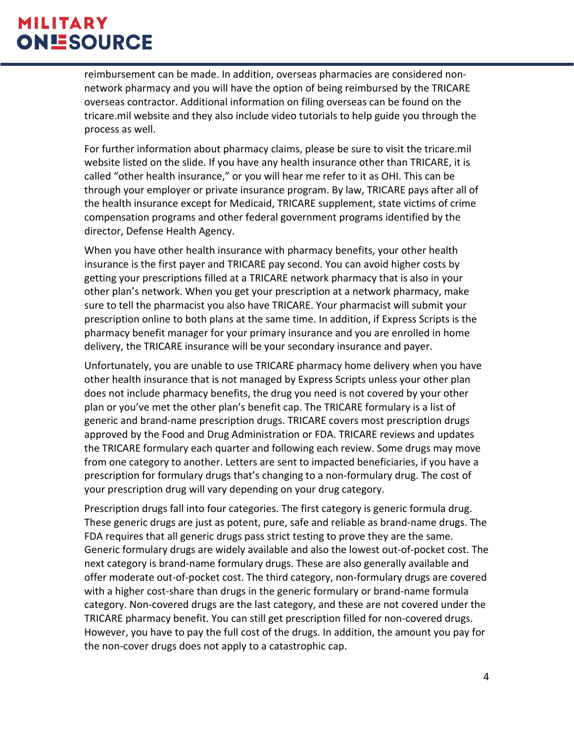reimbursement can be made. In addition, overseas pharmacies are considered non-network pharmacy and you will have the option of being reimbursed by the TRICARE overseas contractor. Additional information on filing overseas can be found on the tricare.mil website and they also include video tutorials to help guide you through the process as well.

For further information about pharmacy claims, please be sure to visit the tricare.mil website listed on the slide. If you have any health insurance other than TRICARE, it is called "other health insurance," or you will hear me refer to it as OHI. This can be through your employer or private insurance program. By law, TRICARE pays after all of the health insurance except for Medicaid, TRICARE supplement, state victims of crime compensation programs and other federal government programs identified by the director, Defense Health Agency.

When you have other health insurance with pharmacy benefits, your other health insurance is the first payer and TRICARE pay second. You can avoid higher costs by getting your prescriptions filled at a TRICARE network pharmacy that is also in your other plan's network. When you get your prescription at a network pharmacy, make sure to tell the pharmacist you also have TRICARE. Your pharmacist will submit your prescription online to both plans at the same time. In addition, if Express Scripts is the pharmacy benefit manager for your primary insurance and you are enrolled in home delivery, the TRICARE insurance will be your secondary insurance and payer.

Unfortunately, you are unable to use TRICARE pharmacy home delivery when you have other health insurance that is not managed by Express Scripts unless your other plan does not include pharmacy benefits, the drug you need is not covered by your other plan or you've met the other plan's benefit cap. The TRICARE formulary is a list of generic and brand-name prescription drugs. TRICARE covers most prescription drugs approved by the Food and Drug Administration or FDA. TRICARE reviews and updates the TRICARE formulary each quarter and following each review. Some drugs may move from one category to another. Letters are sent to impacted beneficiaries, if you have a prescription for formulary drugs that's changing to a non-formulary drug. The cost of your prescription drug will vary depending on your drug category.

Prescription drugs fall into four categories. The first category is generic formula drug. These generic drugs are just as potent, pure, safe and reliable as brand-name drugs. The FDA requires that all generic drugs pass strict testing to prove they are the same. Generic formulary drugs are widely available and also the lowest out-of-pocket cost. The next category is brand-name formulary drugs. These are also generally available and offer moderate out-of-pocket cost. The third category, non-formulary drugs are covered with a higher cost-share than drugs in the generic formulary or brand-name formula category. Non-covered drugs are the last category, and these are not covered under the TRICARE pharmacy benefit. You can still get prescription filled for non-covered drugs. However, you have to pay the full cost of the drugs. In addition, the amount you pay for the non-cover drugs does not apply to a catastrophic cap.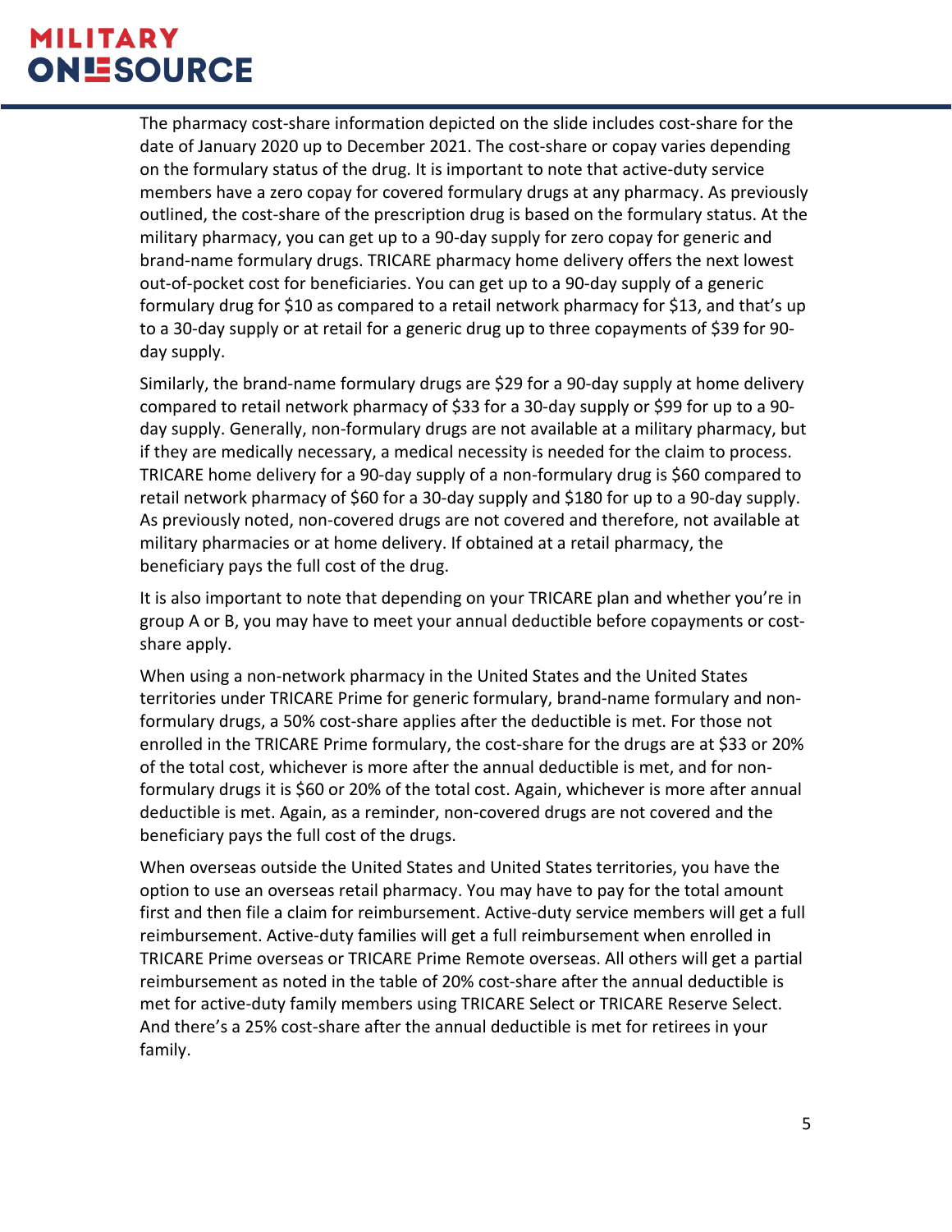The pharmacy cost-share information depicted on the slide includes cost-share for the date of January 2020 up to December 2021. The cost-share or copay varies depending on the formulary status of the drug. It is important to note that active-duty service members have a zero copay for covered formulary drugs at any pharmacy. As previously outlined, the cost-share of the prescription drug is based on the formulary status. At the military pharmacy, you can get up to a 90-day supply for zero copay for generic and brand-name formulary drugs. TRICARE pharmacy home delivery offers the next lowest out-of-pocket cost for beneficiaries. You can get up to a 90-day supply of a generic formulary drug for $10 as compared to a retail network pharmacy for $13, and that's up to a 30-day supply or at retail for a generic drug up to three copayments of $39 for 90-day supply.

Similarly, the brand-name formulary drugs are $29 for a 90-day supply at home delivery compared to retail network pharmacy of $33 for a 30-day supply or $99 for up to a 90-day supply. Generally, non-formulary drugs are not available at a military pharmacy, but if they are medically necessary, a medical necessity is needed for the claim to process. TRICARE home delivery for a 90-day supply of a non-formulary drug is $60 compared to retail network pharmacy of $60 for a 30-day supply and $180 for up to a 90-day supply. As previously noted, non-covered drugs are not covered and therefore, not available at military pharmacies or at home delivery. If obtained at a retail pharmacy, the beneficiary pays the full cost of the drug.

It is also important to note that depending on your TRICARE plan and whether you're in group A or B, you may have to meet your annual deductible before copayments or cost-share apply.

When using a non-network pharmacy in the United States and the United States territories under TRICARE Prime for generic formulary, brand-name formulary and non-formulary drugs, a 50% cost-share applies after the deductible is met. For those not enrolled in the TRICARE Prime formulary, the cost-share for the drugs are at $33 or 20% of the total cost, whichever is more after the annual deductible is met, and for non-formulary drugs it is $60 or 20% of the total cost. Again, whichever is more after annual deductible is met. Again, as a reminder, non-covered drugs are not covered and the beneficiary pays the full cost of the drugs.

When overseas outside the United States and United States territories, you have the option to use an overseas retail pharmacy. You may have to pay for the total amount first and then file a claim for reimbursement. Active-duty service members will get a full reimbursement. Active-duty families will get a full reimbursement when enrolled in TRICARE Prime overseas or TRICARE Prime Remote overseas. All others will get a partial reimbursement as noted in the table of 20% cost-share after the annual deductible is met for active-duty family members using TRICARE Select or TRICARE Reserve Select. And there's a 25% cost-share after the annual deductible is met for retirees in your family.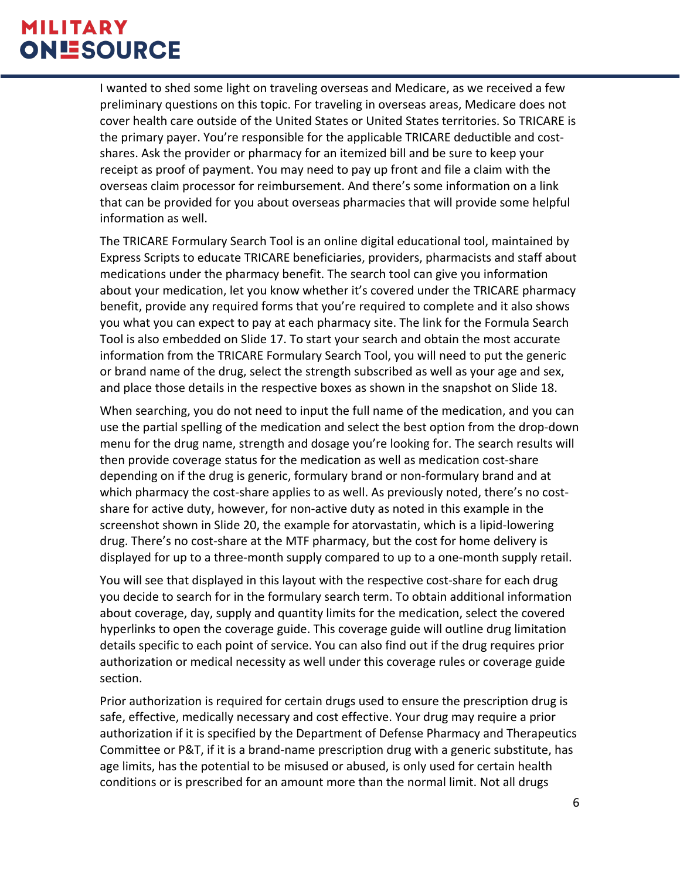I wanted to shed some light on traveling overseas and Medicare, as we received a few preliminary questions on this topic. For traveling in overseas areas, Medicare does not cover health care outside of the United States or United States territories. So TRICARE is the primary payer. You're responsible for the applicable TRICARE deductible and cost-shares. Ask the provider or pharmacy for an itemized bill and be sure to keep your receipt as proof of payment. You may need to pay up front and file a claim with the overseas claim processor for reimbursement. And there's some information on a link that can be provided for you about overseas pharmacies that will provide some helpful information as well.

The TRICARE Formulary Search Tool is an online digital educational tool, maintained by Express Scripts to educate TRICARE beneficiaries, providers, pharmacists and staff about medications under the pharmacy benefit. The search tool can give you information about your medication, let you know whether it's covered under the TRICARE pharmacy benefit, provide any required forms that you're required to complete and it also shows you what you can expect to pay at each pharmacy site. The link for the Formula Search Tool is also embedded on Slide 17. To start your search and obtain the most accurate information from the TRICARE Formulary Search Tool, you will need to put the generic or brand name of the drug, select the strength subscribed as well as your age and sex, and place those details in the respective boxes as shown in the snapshot on Slide 18.

When searching, you do not need to input the full name of the medication, and you can use the partial spelling of the medication and select the best option from the drop-down menu for the drug name, strength and dosage you're looking for. The search results will then provide coverage status for the medication as well as medication cost-share depending on if the drug is generic, formulary brand or non-formulary brand and at which pharmacy the cost-share applies to as well. As previously noted, there's no cost-share for active duty, however, for non-active duty as noted in this example in the screenshot shown in Slide 20, the example for atorvastatin, which is a lipid-lowering drug. There's no cost-share at the MTF pharmacy, but the cost for home delivery is displayed for up to a three-month supply compared to up to a one-month supply retail.

You will see that displayed in this layout with the respective cost-share for each drug you decide to search for in the formulary search term. To obtain additional information about coverage, day, supply and quantity limits for the medication, select the covered hyperlinks to open the coverage guide. This coverage guide will outline drug limitation details specific to each point of service. You can also find out if the drug requires prior authorization or medical necessity as well under this coverage rules or coverage guide section.

Prior authorization is required for certain drugs used to ensure the prescription drug is safe, effective, medically necessary and cost effective. Your drug may require a prior authorization if it is specified by the Department of Defense Pharmacy and Therapeutics Committee or P&T, if it is a brand-name prescription drug with a generic substitute, has age limits, has the potential to be misused or abused, is only used for certain health conditions or is prescribed for an amount more than the normal limit. Not all drugs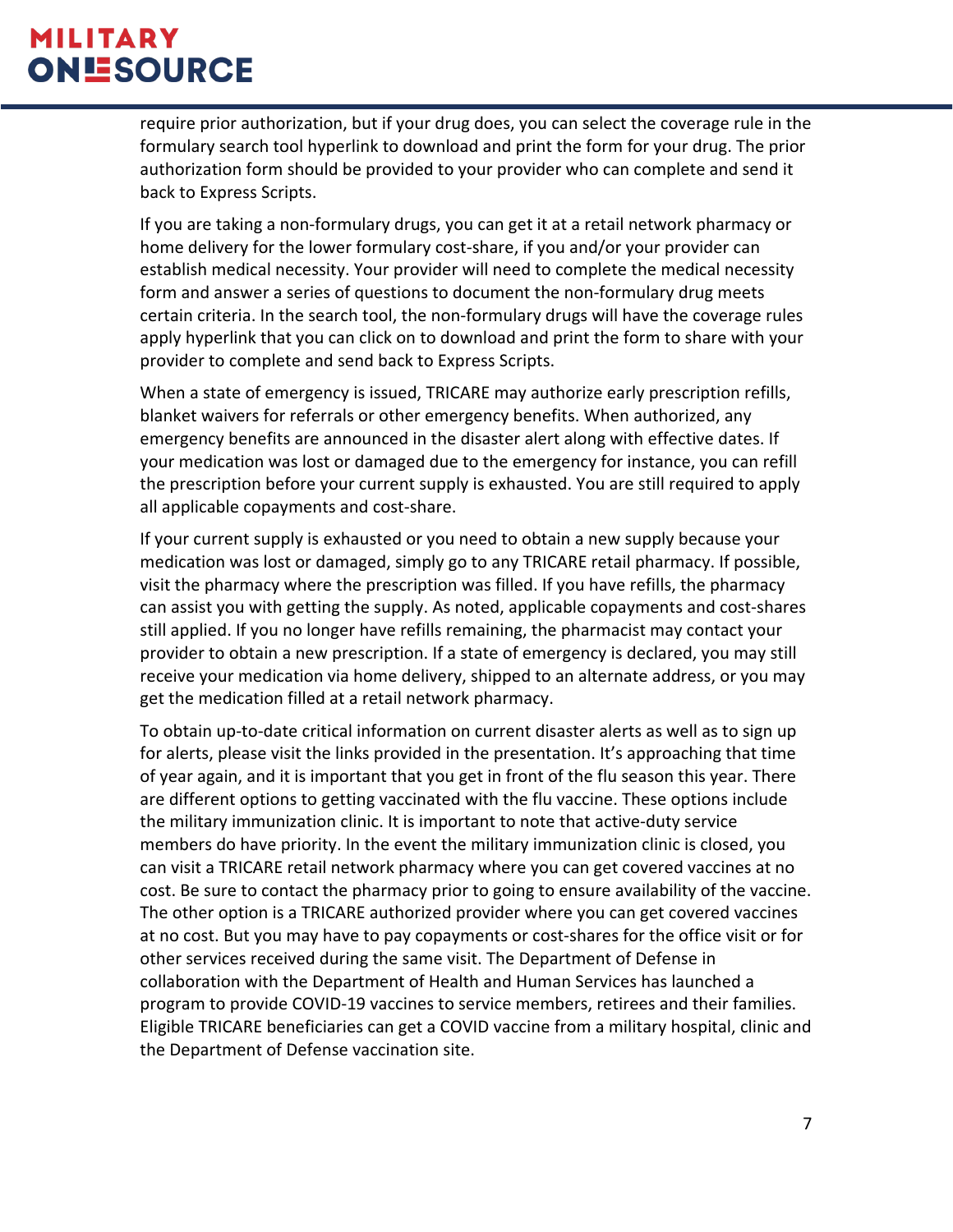require prior authorization, but if your drug does, you can select the coverage rule in the formulary search tool hyperlink to download and print the form for your drug. The prior authorization form should be provided to your provider who can complete and send it back to Express Scripts.

If you are taking a non-formulary drugs, you can get it at a retail network pharmacy or home delivery for the lower formulary cost-share, if you and/or your provider can establish medical necessity. Your provider will need to complete the medical necessity form and answer a series of questions to document the non-formulary drug meets certain criteria. In the search tool, the non-formulary drugs will have the coverage rules apply hyperlink that you can click on to download and print the form to share with your provider to complete and send back to Express Scripts.

When a state of emergency is issued, TRICARE may authorize early prescription refills, blanket waivers for referrals or other emergency benefits. When authorized, any emergency benefits are announced in the disaster alert along with effective dates. If your medication was lost or damaged due to the emergency for instance, you can refill the prescription before your current supply is exhausted. You are still required to apply all applicable copayments and cost-share.

If your current supply is exhausted or you need to obtain a new supply because your medication was lost or damaged, simply go to any TRICARE retail pharmacy. If possible, visit the pharmacy where the prescription was filled. If you have refills, the pharmacy can assist you with getting the supply. As noted, applicable copayments and cost-shares still applied. If you no longer have refills remaining, the pharmacist may contact your provider to obtain a new prescription. If a state of emergency is declared, you may still receive your medication via home delivery, shipped to an alternate address, or you may get the medication filled at a retail network pharmacy.

To obtain up-to-date critical information on current disaster alerts as well as to sign up for alerts, please visit the links provided in the presentation. It's approaching that time of year again, and it is important that you get in front of the flu season this year. There are different options to getting vaccinated with the flu vaccine. These options include the military immunization clinic. It is important to note that active-duty service members do have priority. In the event the military immunization clinic is closed, you can visit a TRICARE retail network pharmacy where you can get covered vaccines at no cost. Be sure to contact the pharmacy prior to going to ensure availability of the vaccine. The other option is a TRICARE authorized provider where you can get covered vaccines at no cost. But you may have to pay copayments or cost-shares for the office visit or for other services received during the same visit. The Department of Defense in collaboration with the Department of Health and Human Services has launched a program to provide COVID-19 vaccines to service members, retirees and their families. Eligible TRICARE beneficiaries can get a COVID vaccine from a military hospital, clinic and the Department of Defense vaccination site.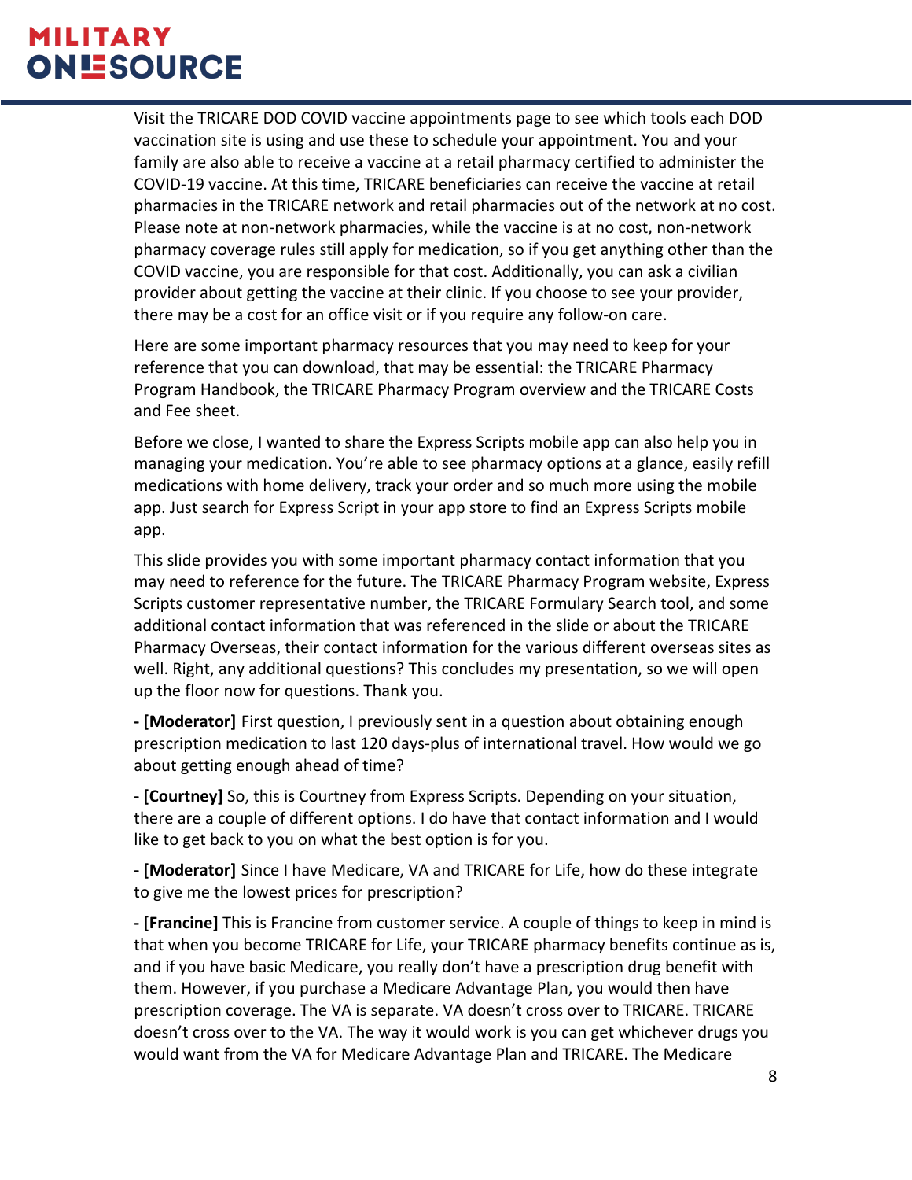Visit the TRICARE DOD COVID vaccine appointments page to see which tools each DOD vaccination site is using and use these to schedule your appointment. You and your family are also able to receive a vaccine at a retail pharmacy certified to administer the COVID-19 vaccine. At this time, TRICARE beneficiaries can receive the vaccine at retail pharmacies in the TRICARE network and retail pharmacies out of the network at no cost. Please note at non-network pharmacies, while the vaccine is at no cost, non-network pharmacy coverage rules still apply for medication, so if you get anything other than the COVID vaccine, you are responsible for that cost. Additionally, you can ask a civilian provider about getting the vaccine at their clinic. If you choose to see your provider, there may be a cost for an office visit or if you require any follow-on care.

Here are some important pharmacy resources that you may need to keep for your reference that you can download, that may be essential: the TRICARE Pharmacy Program Handbook, the TRICARE Pharmacy Program overview and the TRICARE Costs and Fee sheet.

Before we close, I wanted to share the Express Scripts mobile app can also help you in managing your medication. You're able to see pharmacy options at a glance, easily refill medications with home delivery, track your order and so much more using the mobile app. Just search for Express Script in your app store to find an Express Scripts mobile app.

This slide provides you with some important pharmacy contact information that you may need to reference for the future. The TRICARE Pharmacy Program website, Express Scripts customer representative number, the TRICARE Formulary Search tool, and some additional contact information that was referenced in the slide or about the TRICARE Pharmacy Overseas, their contact information for the various different overseas sites as well. Right, any additional questions? This concludes my presentation, so we will open up the floor now for questions. Thank you.

**- [Moderator]** First question, I previously sent in a question about obtaining enough prescription medication to last 120 days-plus of international travel. How would we go about getting enough ahead of time?

**- [Courtney]** So, this is Courtney from Express Scripts. Depending on your situation, there are a couple of different options. I do have that contact information and I would like to get back to you on what the best option is for you.

**- [Moderator]** Since I have Medicare, VA and TRICARE for Life, how do these integrate to give me the lowest prices for prescription?

**- [Francine]** This is Francine from customer service. A couple of things to keep in mind is that when you become TRICARE for Life, your TRICARE pharmacy benefits continue as is, and if you have basic Medicare, you really don't have a prescription drug benefit with them. However, if you purchase a Medicare Advantage Plan, you would then have prescription coverage. The VA is separate. VA doesn't cross over to TRICARE. TRICARE doesn't cross over to the VA. The way it would work is you can get whichever drugs you would want from the VA for Medicare Advantage Plan and TRICARE. The Medicare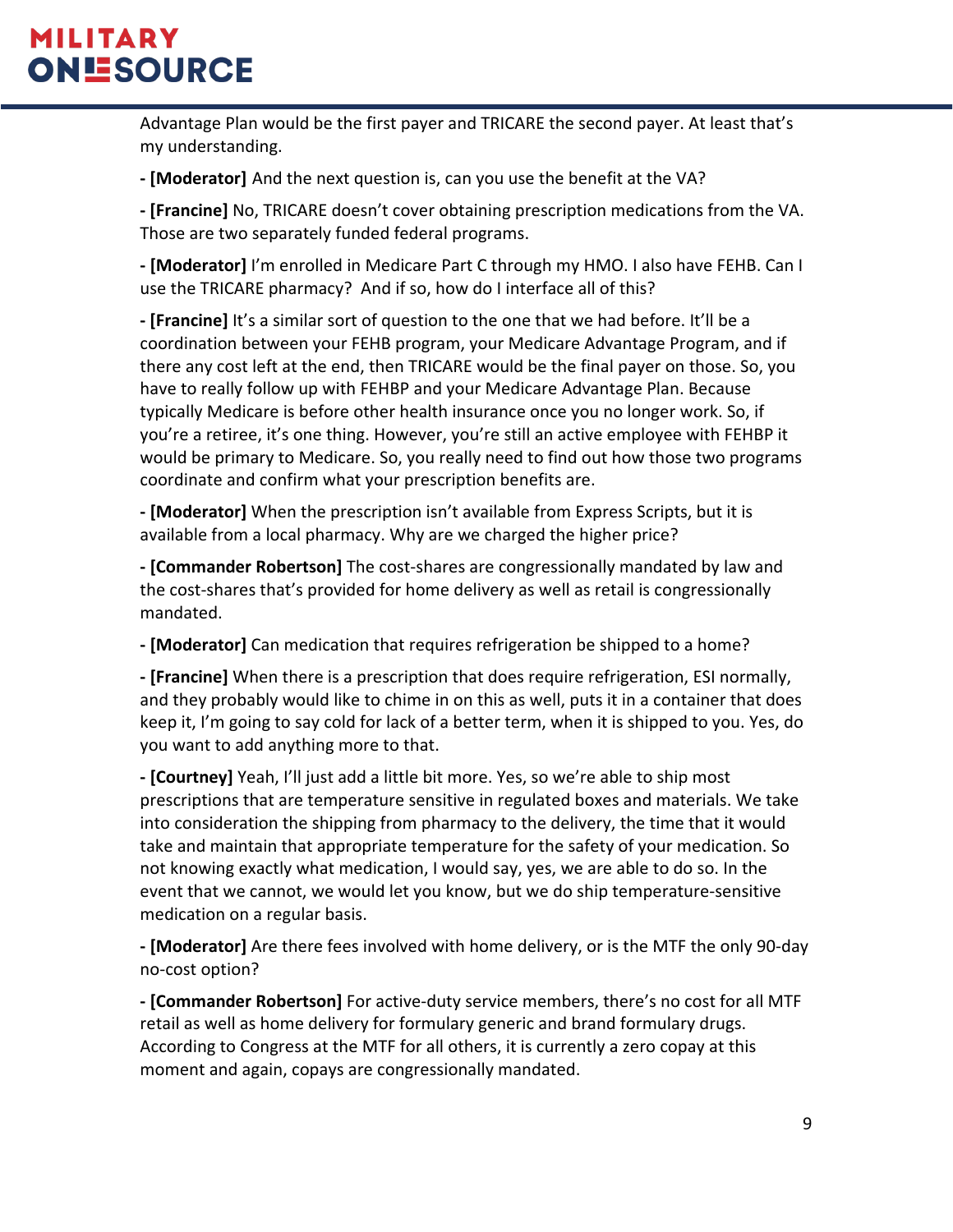Advantage Plan would be the first payer and TRICARE the second payer. At least that's my understanding.

**- [Moderator]** And the next question is, can you use the benefit at the VA?

**- [Francine]** No, TRICARE doesn't cover obtaining prescription medications from the VA. Those are two separately funded federal programs.

**- [Moderator]** I'm enrolled in Medicare Part C through my HMO. I also have FEHB. Can I use the TRICARE pharmacy? And if so, how do I interface all of this?

**- [Francine]** It's a similar sort of question to the one that we had before. It'll be a coordination between your FEHB program, your Medicare Advantage Program, and if there any cost left at the end, then TRICARE would be the final payer on those. So, you have to really follow up with FEHBP and your Medicare Advantage Plan. Because typically Medicare is before other health insurance once you no longer work. So, if you're a retiree, it's one thing. However, you're still an active employee with FEHBP it would be primary to Medicare. So, you really need to find out how those two programs coordinate and confirm what your prescription benefits are.

**- [Moderator]** When the prescription isn't available from Express Scripts, but it is available from a local pharmacy. Why are we charged the higher price?

**- [Commander Robertson]** The cost-shares are congressionally mandated by law and the cost-shares that's provided for home delivery as well as retail is congressionally mandated.

**- [Moderator]** Can medication that requires refrigeration be shipped to a home?

**- [Francine]** When there is a prescription that does require refrigeration, ESI normally, and they probably would like to chime in on this as well, puts it in a container that does keep it, I'm going to say cold for lack of a better term, when it is shipped to you. Yes, do you want to add anything more to that.

**- [Courtney]** Yeah, I'll just add a little bit more. Yes, so we're able to ship most prescriptions that are temperature sensitive in regulated boxes and materials. We take into consideration the shipping from pharmacy to the delivery, the time that it would take and maintain that appropriate temperature for the safety of your medication. So not knowing exactly what medication, I would say, yes, we are able to do so. In the event that we cannot, we would let you know, but we do ship temperature-sensitive medication on a regular basis.

**- [Moderator]** Are there fees involved with home delivery, or is the MTF the only 90-day no-cost option?

**- [Commander Robertson]** For active-duty service members, there's no cost for all MTF retail as well as home delivery for formulary generic and brand formulary drugs. According to Congress at the MTF for all others, it is currently a zero copay at this moment and again, copays are congressionally mandated.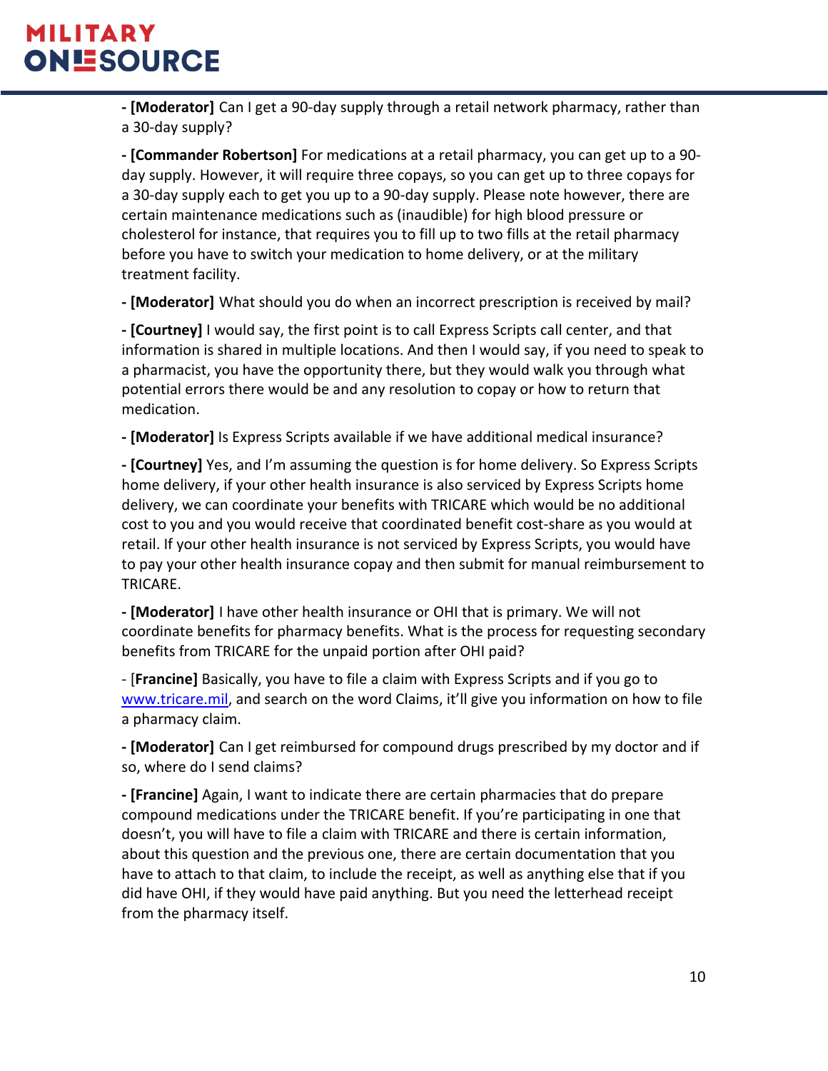**- [Moderator]** Can I get a 90-day supply through a retail network pharmacy, rather than a 30-day supply?

**- [Commander Robertson]** For medications at a retail pharmacy, you can get up to a 90-day supply. However, it will require three copays, so you can get up to three copays for a 30-day supply each to get you up to a 90-day supply. Please note however, there are certain maintenance medications such as (inaudible) for high blood pressure or cholesterol for instance, that requires you to fill up to two fills at the retail pharmacy before you have to switch your medication to home delivery, or at the military treatment facility.

**- [Moderator]** What should you do when an incorrect prescription is received by mail?

**- [Courtney]** I would say, the first point is to call Express Scripts call center, and that information is shared in multiple locations. And then I would say, if you need to speak to a pharmacist, you have the opportunity there, but they would walk you through what potential errors there would be and any resolution to copay or how to return that medication.

**- [Moderator]** Is Express Scripts available if we have additional medical insurance?

**- [Courtney]** Yes, and I'm assuming the question is for home delivery. So Express Scripts home delivery, if your other health insurance is also serviced by Express Scripts home delivery, we can coordinate your benefits with TRICARE which would be no additional cost to you and you would receive that coordinated benefit cost-share as you would at retail. If your other health insurance is not serviced by Express Scripts, you would have to pay your other health insurance copay and then submit for manual reimbursement to TRICARE.

**- [Moderator]** I have other health insurance or OHI that is primary. We will not coordinate benefits for pharmacy benefits. What is the process for requesting secondary benefits from TRICARE for the unpaid portion after OHI paid?

- [**Francine]** Basically, you have to file a claim with Express Scripts and if you go to www.tricare.mil, and search on the word Claims, it'll give you information on how to file a pharmacy claim.

**- [Moderator]** Can I get reimbursed for compound drugs prescribed by my doctor and if so, where do I send claims?

**- [Francine]** Again, I want to indicate there are certain pharmacies that do prepare compound medications under the TRICARE benefit. If you're participating in one that doesn't, you will have to file a claim with TRICARE and there is certain information, about this question and the previous one, there are certain documentation that you have to attach to that claim, to include the receipt, as well as anything else that if you did have OHI, if they would have paid anything. But you need the letterhead receipt from the pharmacy itself.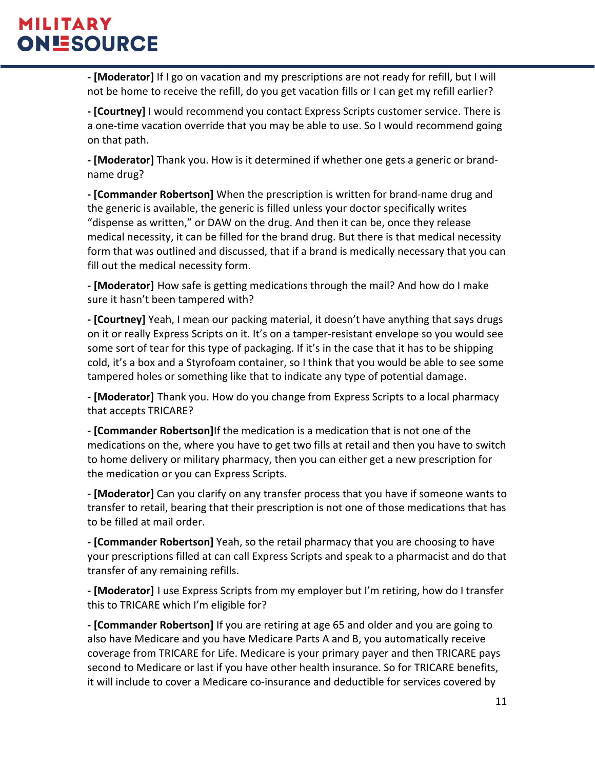**- [Moderator]** If I go on vacation and my prescriptions are not ready for refill, but I will not be home to receive the refill, do you get vacation fills or I can get my refill earlier?

**- [Courtney]** I would recommend you contact Express Scripts customer service. There is a one-time vacation override that you may be able to use. So I would recommend going on that path.

**- [Moderator]** Thank you. How is it determined if whether one gets a generic or brand-name drug?

**- [Commander Robertson]** When the prescription is written for brand-name drug and the generic is available, the generic is filled unless your doctor specifically writes "dispense as written," or DAW on the drug. And then it can be, once they release medical necessity, it can be filled for the brand drug. But there is that medical necessity form that was outlined and discussed, that if a brand is medically necessary that you can fill out the medical necessity form.

**- [Moderator]** How safe is getting medications through the mail? And how do I make sure it hasn't been tampered with?

**- [Courtney]** Yeah, I mean our packing material, it doesn't have anything that says drugs on it or really Express Scripts on it. It's on a tamper-resistant envelope so you would see some sort of tear for this type of packaging. If it's in the case that it has to be shipping cold, it's a box and a Styrofoam container, so I think that you would be able to see some tampered holes or something like that to indicate any type of potential damage.

**- [Moderator]** Thank you. How do you change from Express Scripts to a local pharmacy that accepts TRICARE?

**- [Commander Robertson]**If the medication is a medication that is not one of the medications on the, where you have to get two fills at retail and then you have to switch to home delivery or military pharmacy, then you can either get a new prescription for the medication or you can Express Scripts.

**- [Moderator]** Can you clarify on any transfer process that you have if someone wants to transfer to retail, bearing that their prescription is not one of those medications that has to be filled at mail order.

**- [Commander Robertson]** Yeah, so the retail pharmacy that you are choosing to have your prescriptions filled at can call Express Scripts and speak to a pharmacist and do that transfer of any remaining refills.

**- [Moderator]** I use Express Scripts from my employer but I'm retiring, how do I transfer this to TRICARE which I'm eligible for?

**- [Commander Robertson]** If you are retiring at age 65 and older and you are going to also have Medicare and you have Medicare Parts A and B, you automatically receive coverage from TRICARE for Life. Medicare is your primary payer and then TRICARE pays second to Medicare or last if you have other health insurance. So for TRICARE benefits, it will include to cover a Medicare co-insurance and deductible for services covered by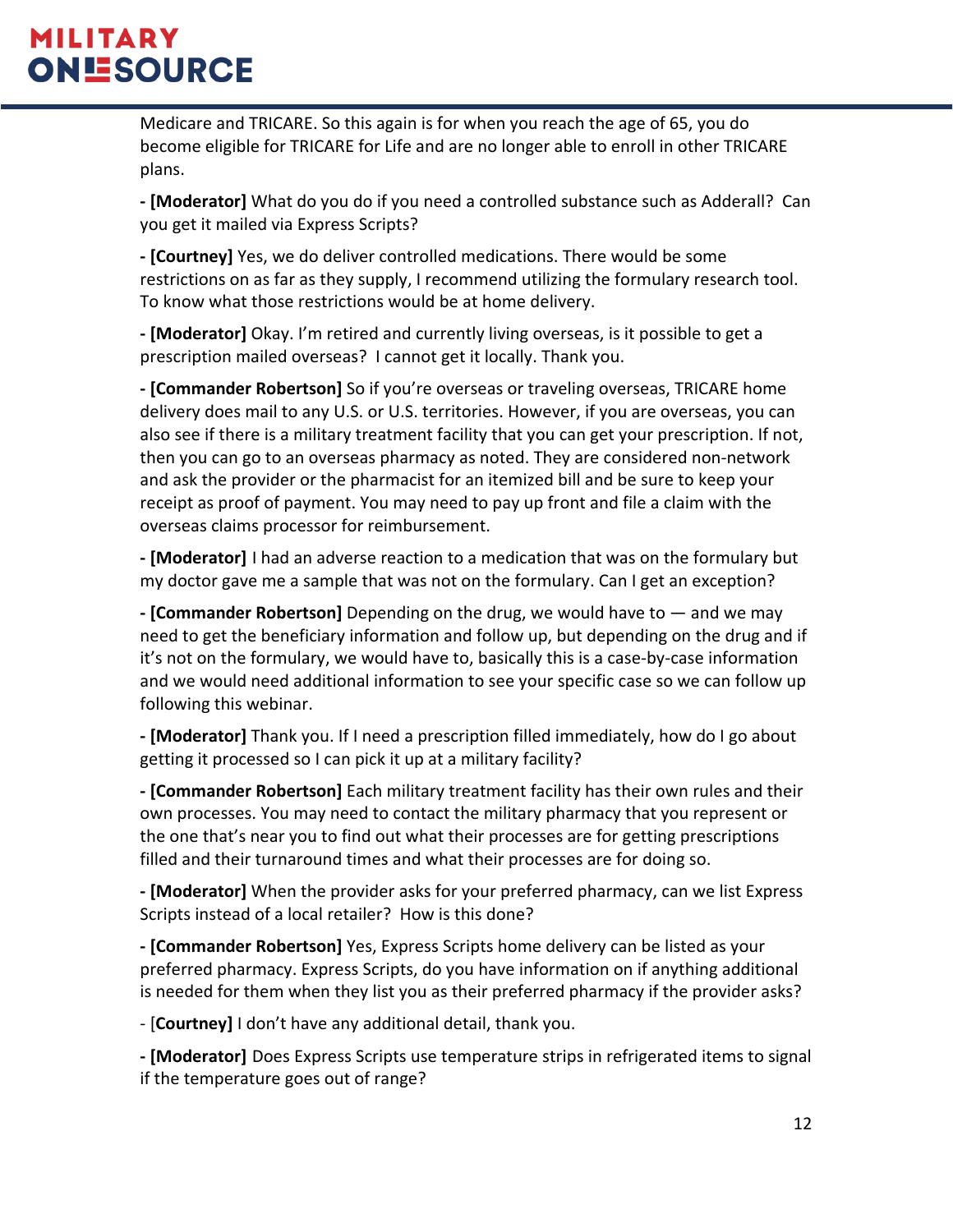Medicare and TRICARE. So this again is for when you reach the age of 65, you do become eligible for TRICARE for Life and are no longer able to enroll in other TRICARE plans.

**- [Moderator]** What do you do if you need a controlled substance such as Adderall? Can you get it mailed via Express Scripts?

**- [Courtney]** Yes, we do deliver controlled medications. There would be some restrictions on as far as they supply, I recommend utilizing the formulary research tool. To know what those restrictions would be at home delivery.

**- [Moderator]** Okay. I'm retired and currently living overseas, is it possible to get a prescription mailed overseas? I cannot get it locally. Thank you.

**- [Commander Robertson]** So if you're overseas or traveling overseas, TRICARE home delivery does mail to any U.S. or U.S. territories. However, if you are overseas, you can also see if there is a military treatment facility that you can get your prescription. If not, then you can go to an overseas pharmacy as noted. They are considered non-network and ask the provider or the pharmacist for an itemized bill and be sure to keep your receipt as proof of payment. You may need to pay up front and file a claim with the overseas claims processor for reimbursement.

**- [Moderator]** I had an adverse reaction to a medication that was on the formulary but my doctor gave me a sample that was not on the formulary. Can I get an exception?

**- [Commander Robertson]** Depending on the drug, we would have to — and we may need to get the beneficiary information and follow up, but depending on the drug and if it's not on the formulary, we would have to, basically this is a case-by-case information and we would need additional information to see your specific case so we can follow up following this webinar.

**- [Moderator]** Thank you. If I need a prescription filled immediately, how do I go about getting it processed so I can pick it up at a military facility?

**- [Commander Robertson]** Each military treatment facility has their own rules and their own processes. You may need to contact the military pharmacy that you represent or the one that's near you to find out what their processes are for getting prescriptions filled and their turnaround times and what their processes are for doing so.

**- [Moderator]** When the provider asks for your preferred pharmacy, can we list Express Scripts instead of a local retailer? How is this done?

**- [Commander Robertson]** Yes, Express Scripts home delivery can be listed as your preferred pharmacy. Express Scripts, do you have information on if anything additional is needed for them when they list you as their preferred pharmacy if the provider asks?

- [**Courtney]** I don't have any additional detail, thank you.

**- [Moderator]** Does Express Scripts use temperature strips in refrigerated items to signal if the temperature goes out of range?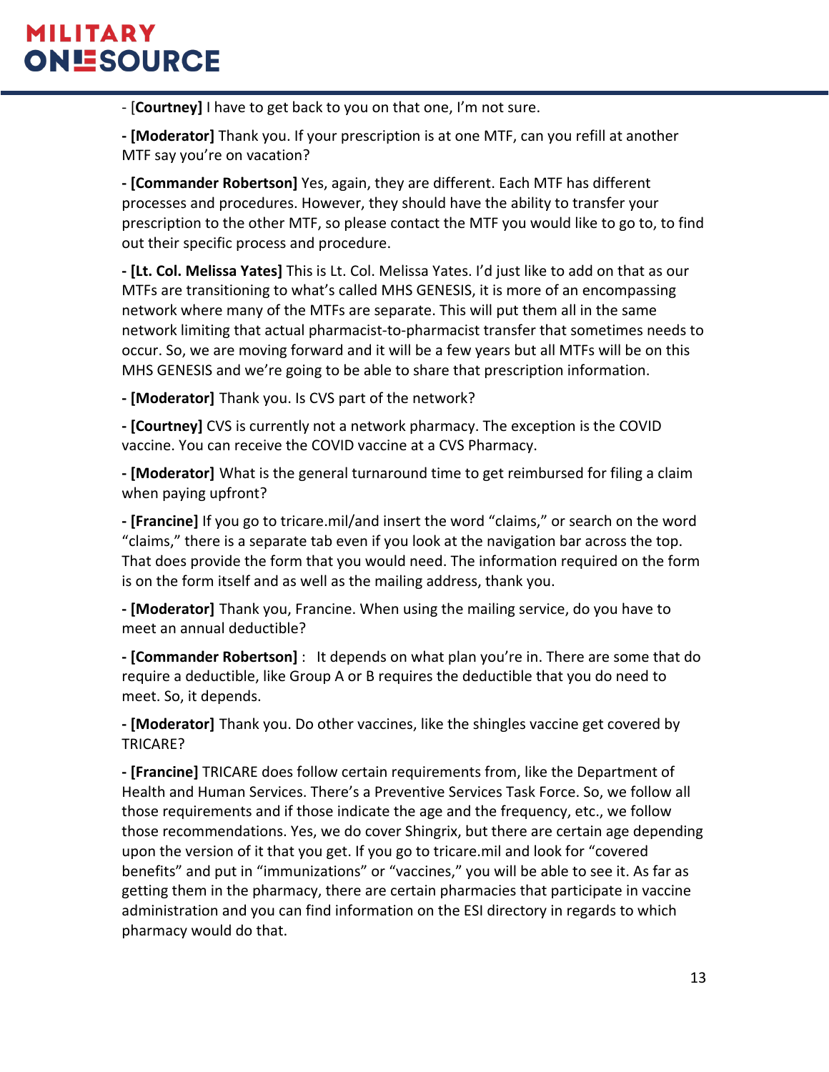- [**Courtney]** I have to get back to you on that one, I'm not sure.

**- [Moderator]** Thank you. If your prescription is at one MTF, can you refill at another MTF say you're on vacation?

**- [Commander Robertson]** Yes, again, they are different. Each MTF has different processes and procedures. However, they should have the ability to transfer your prescription to the other MTF, so please contact the MTF you would like to go to, to find out their specific process and procedure.

**- [Lt. Col. Melissa Yates]** This is Lt. Col. Melissa Yates. I'd just like to add on that as our MTFs are transitioning to what's called MHS GENESIS, it is more of an encompassing network where many of the MTFs are separate. This will put them all in the same network limiting that actual pharmacist-to-pharmacist transfer that sometimes needs to occur. So, we are moving forward and it will be a few years but all MTFs will be on this MHS GENESIS and we're going to be able to share that prescription information.

**- [Moderator]** Thank you. Is CVS part of the network?

**- [Courtney]** CVS is currently not a network pharmacy. The exception is the COVID vaccine. You can receive the COVID vaccine at a CVS Pharmacy.

**- [Moderator]** What is the general turnaround time to get reimbursed for filing a claim when paying upfront?

**- [Francine]** If you go to tricare.mil/and insert the word "claims," or search on the word "claims," there is a separate tab even if you look at the navigation bar across the top. That does provide the form that you would need. The information required on the form is on the form itself and as well as the mailing address, thank you.

**- [Moderator]** Thank you, Francine. When using the mailing service, do you have to meet an annual deductible?

**- [Commander Robertson]** : It depends on what plan you're in. There are some that do require a deductible, like Group A or B requires the deductible that you do need to meet. So, it depends.

**- [Moderator]** Thank you. Do other vaccines, like the shingles vaccine get covered by TRICARE?

**- [Francine]** TRICARE does follow certain requirements from, like the Department of Health and Human Services. There's a Preventive Services Task Force. So, we follow all those requirements and if those indicate the age and the frequency, etc., we follow those recommendations. Yes, we do cover Shingrix, but there are certain age depending upon the version of it that you get. If you go to tricare.mil and look for "covered benefits" and put in "immunizations" or "vaccines," you will be able to see it. As far as getting them in the pharmacy, there are certain pharmacies that participate in vaccine administration and you can find information on the ESI directory in regards to which pharmacy would do that.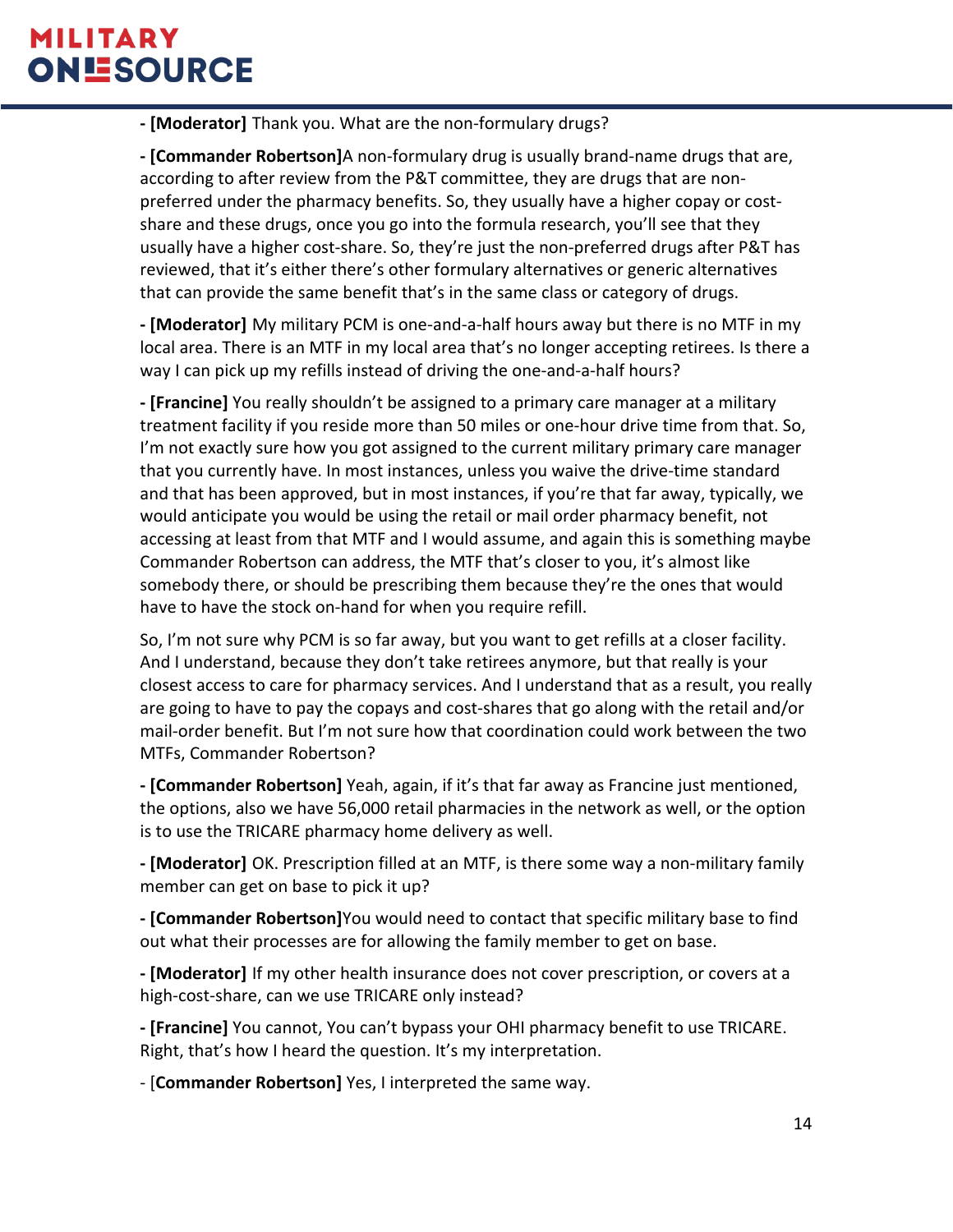**- [Moderator]** Thank you. What are the non-formulary drugs?

**- [Commander Robertson]**A non-formulary drug is usually brand-name drugs that are, according to after review from the P&T committee, they are drugs that are non-preferred under the pharmacy benefits. So, they usually have a higher copay or cost-share and these drugs, once you go into the formula research, you'll see that they usually have a higher cost-share. So, they're just the non-preferred drugs after P&T has reviewed, that it's either there's other formulary alternatives or generic alternatives that can provide the same benefit that's in the same class or category of drugs.

**- [Moderator]** My military PCM is one-and-a-half hours away but there is no MTF in my local area. There is an MTF in my local area that's no longer accepting retirees. Is there a way I can pick up my refills instead of driving the one-and-a-half hours?

**- [Francine]** You really shouldn't be assigned to a primary care manager at a military treatment facility if you reside more than 50 miles or one-hour drive time from that. So, I'm not exactly sure how you got assigned to the current military primary care manager that you currently have. In most instances, unless you waive the drive-time standard and that has been approved, but in most instances, if you're that far away, typically, we would anticipate you would be using the retail or mail order pharmacy benefit, not accessing at least from that MTF and I would assume, and again this is something maybe Commander Robertson can address, the MTF that's closer to you, it's almost like somebody there, or should be prescribing them because they're the ones that would have to have the stock on-hand for when you require refill.

So, I'm not sure why PCM is so far away, but you want to get refills at a closer facility. And I understand, because they don't take retirees anymore, but that really is your closest access to care for pharmacy services. And I understand that as a result, you really are going to have to pay the copays and cost-shares that go along with the retail and/or mail-order benefit. But I'm not sure how that coordination could work between the two MTFs, Commander Robertson?

**- [Commander Robertson]** Yeah, again, if it's that far away as Francine just mentioned, the options, also we have 56,000 retail pharmacies in the network as well, or the option is to use the TRICARE pharmacy home delivery as well.

**- [Moderator]** OK. Prescription filled at an MTF, is there some way a non-military family member can get on base to pick it up?

**- [Commander Robertson]**You would need to contact that specific military base to find out what their processes are for allowing the family member to get on base.

**- [Moderator]** If my other health insurance does not cover prescription, or covers at a high-cost-share, can we use TRICARE only instead?

**- [Francine]** You cannot, You can't bypass your OHI pharmacy benefit to use TRICARE. Right, that's how I heard the question. It's my interpretation.

- [**Commander Robertson]** Yes, I interpreted the same way.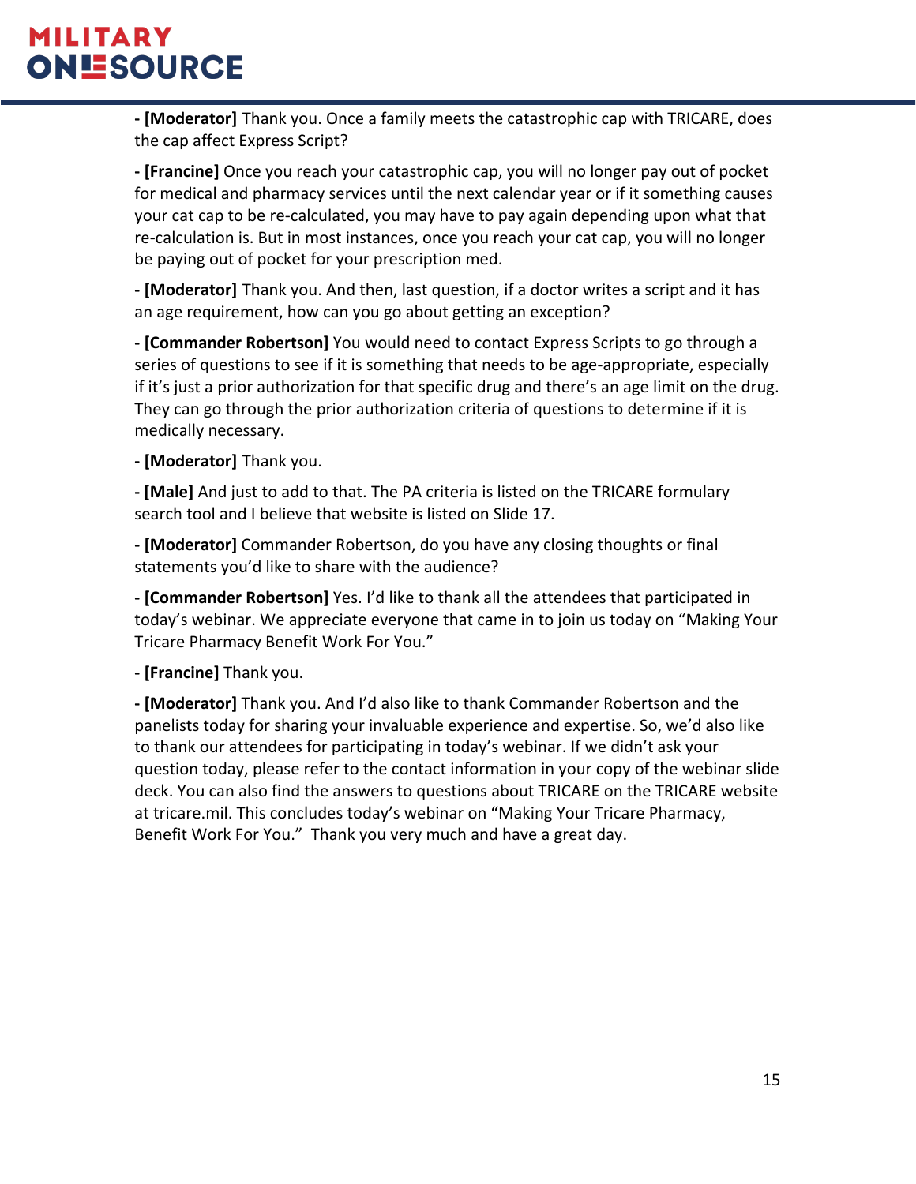**- [Moderator]** Thank you. Once a family meets the catastrophic cap with TRICARE, does the cap affect Express Script?

**- [Francine]** Once you reach your catastrophic cap, you will no longer pay out of pocket for medical and pharmacy services until the next calendar year or if it something causes your cat cap to be re-calculated, you may have to pay again depending upon what that re-calculation is. But in most instances, once you reach your cat cap, you will no longer be paying out of pocket for your prescription med.

**- [Moderator]** Thank you. And then, last question, if a doctor writes a script and it has an age requirement, how can you go about getting an exception?

**- [Commander Robertson]** You would need to contact Express Scripts to go through a series of questions to see if it is something that needs to be age-appropriate, especially if it's just a prior authorization for that specific drug and there's an age limit on the drug. They can go through the prior authorization criteria of questions to determine if it is medically necessary.

**- [Moderator]** Thank you.

**- [Male]** And just to add to that. The PA criteria is listed on the TRICARE formulary search tool and I believe that website is listed on Slide 17.

**- [Moderator]** Commander Robertson, do you have any closing thoughts or final statements you'd like to share with the audience?

**- [Commander Robertson]** Yes. I'd like to thank all the attendees that participated in today's webinar. We appreciate everyone that came in to join us today on "Making Your Tricare Pharmacy Benefit Work For You."

**- [Francine]** Thank you.

**- [Moderator]** Thank you. And I'd also like to thank Commander Robertson and the panelists today for sharing your invaluable experience and expertise. So, we'd also like to thank our attendees for participating in today's webinar. If we didn't ask your question today, please refer to the contact information in your copy of the webinar slide deck. You can also find the answers to questions about TRICARE on the TRICARE website at tricare.mil. This concludes today's webinar on "Making Your Tricare Pharmacy, Benefit Work For You." Thank you very much and have a great day.